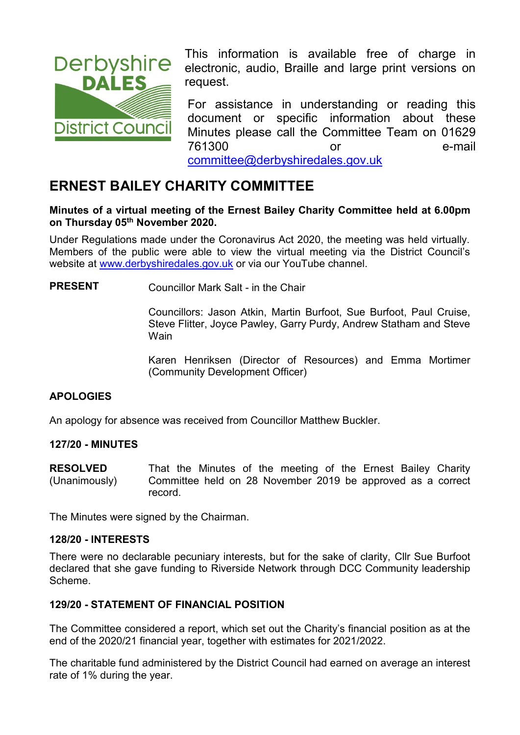Derbyshire DALES District Council

This information is available free of charge in electronic, audio, Braille and large print versions on request.

For assistance in understanding or reading this document or specific information about these Minutes please call the Committee Team on 01629 761300 or e-mail committee@derbyshiredales.gov.uk

# ERNEST BAILEY CHARITY COMMITTEE

**Minutes of a virtual meeting of the Ernest Bailey Charity Committee held at 6.00pm on Thursday 05th November 2020.**

Under Regulations made under the Coronavirus Act 2020, the meeting was held virtually. Members of the public were able to view the virtual meeting via the District Council's website at www.derbyshiredales.gov.uk or via our YouTube channel.

**PRESENT**

Councillor Mark Salt - in the Chair

Councillors: Jason Atkin, Martin Burfoot, Sue Burfoot, Paul Cruise, Steve Flitter, Joyce Pawley, Garry Purdy, Andrew Statham and Steve Wain

Karen Henriksen (Director of Resources) and Emma Mortimer (Community Development Officer)

**APOLOGIES**

An apology for absence was received from Councillor Matthew Buckler.

**127/20 - MINUTES**

**RESOLVED** (Unanimously)

That the Minutes of the meeting of the Ernest Bailey Charity Committee held on 28 November 2019 be approved as a correct record.

The Minutes were signed by the Chairman.

**128/20 - INTERESTS**

There were no declarable pecuniary interests, but for the sake of clarity, Cllr Sue Burfoot declared that she gave funding to Riverside Network through DCC Community leadership Scheme.

**129/20 - STATEMENT OF FINANCIAL POSITION**

The Committee considered a report, which set out the Charity's financial position as at the end of the 2020/21 financial year, together with estimates for 2021/2022.

The charitable fund administered by the District Council had earned on average an interest rate of 1% during the year.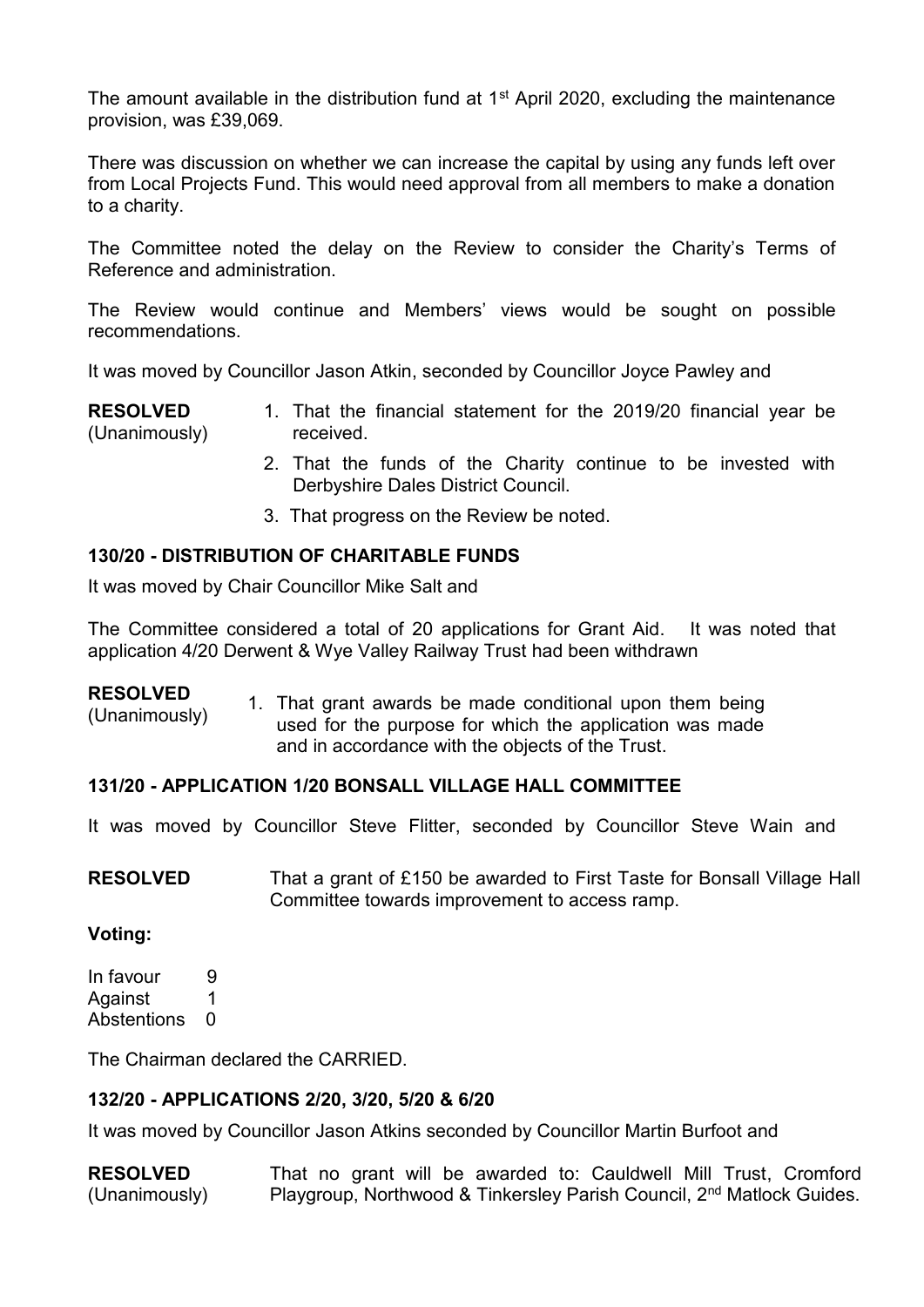The amount available in the distribution fund at 1st April 2020, excluding the maintenance provision, was £39,069.

There was discussion on whether we can increase the capital by using any funds left over from Local Projects Fund. This would need approval from all members to make a donation to a charity.

The Committee noted the delay on the Review to consider the Charity's Terms of Reference and administration.

The Review would continue and Members' views would be sought on possible recommendations.

It was moved by Councillor Jason Atkin, seconded by Councillor Joyce Pawley and

**RESOLVED** (Unanimously)

1. That the financial statement for the 2019/20 financial year be received.
2. That the funds of the Charity continue to be invested with Derbyshire Dales District Council.
3. That progress on the Review be noted.

### 130/20 - DISTRIBUTION OF CHARITABLE FUNDS

It was moved by Chair Councillor Mike Salt and

The Committee considered a total of 20 applications for Grant Aid. It was noted that application 4/20 Derwent & Wye Valley Railway Trust had been withdrawn

**RESOLVED** (Unanimously)

1. That grant awards be made conditional upon them being used for the purpose for which the application was made and in accordance with the objects of the Trust.

### 131/20 - APPLICATION 1/20 BONSALL VILLAGE HALL COMMITTEE

It was moved by Councillor Steve Flitter, seconded by Councillor Steve Wain and

**RESOLVED** That a grant of £150 be awarded to First Taste for Bonsall Village Hall Committee towards improvement to access ramp.

**Voting:**

In favour 9
Against 1
Abstentions 0

The Chairman declared the CARRIED.

### 132/20 - APPLICATIONS 2/20, 3/20, 5/20 & 6/20

It was moved by Councillor Jason Atkins seconded by Councillor Martin Burfoot and

**RESOLVED** (Unanimously) That no grant will be awarded to: Cauldwell Mill Trust, Cromford Playgroup, Northwood & Tinkersley Parish Council, 2nd Matlock Guides.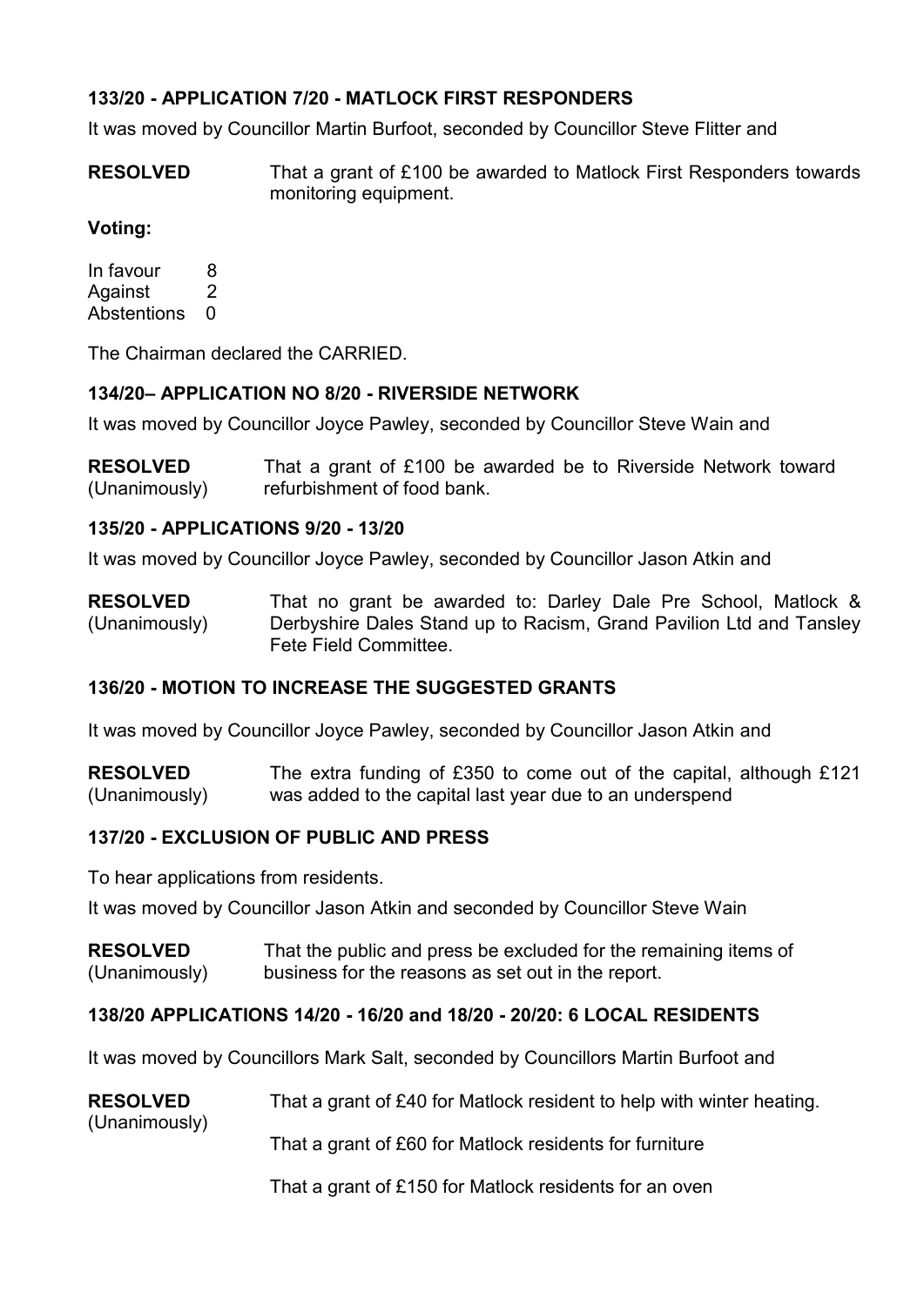### 133/20 - APPLICATION 7/20 - MATLOCK FIRST RESPONDERS

It was moved by Councillor Martin Burfoot, seconded by Councillor Steve Flitter and

**RESOLVED** That a grant of £100 be awarded to Matlock First Responders towards monitoring equipment.

**Voting:**

In favour 8
Against 2
Abstentions 0

The Chairman declared the CARRIED.

### 134/20– APPLICATION NO 8/20 - RIVERSIDE NETWORK

It was moved by Councillor Joyce Pawley, seconded by Councillor Steve Wain and

**RESOLVED** (Unanimously) That a grant of £100 be awarded be to Riverside Network toward refurbishment of food bank.

### 135/20 - APPLICATIONS 9/20 - 13/20

It was moved by Councillor Joyce Pawley, seconded by Councillor Jason Atkin and

**RESOLVED** (Unanimously) That no grant be awarded to: Darley Dale Pre School, Matlock & Derbyshire Dales Stand up to Racism, Grand Pavilion Ltd and Tansley Fete Field Committee.

### 136/20 - MOTION TO INCREASE THE SUGGESTED GRANTS

It was moved by Councillor Joyce Pawley, seconded by Councillor Jason Atkin and

**RESOLVED** (Unanimously) The extra funding of £350 to come out of the capital, although £121 was added to the capital last year due to an underspend

### 137/20 - EXCLUSION OF PUBLIC AND PRESS

To hear applications from residents.

It was moved by Councillor Jason Atkin and seconded by Councillor Steve Wain

**RESOLVED** (Unanimously) That the public and press be excluded for the remaining items of business for the reasons as set out in the report.

### 138/20 APPLICATIONS 14/20 - 16/20 and 18/20 - 20/20: 6 LOCAL RESIDENTS

It was moved by Councillors Mark Salt, seconded by Councillors Martin Burfoot and

**RESOLVED** (Unanimously) That a grant of £40 for Matlock resident to help with winter heating.

That a grant of £60 for Matlock residents for furniture

That a grant of £150 for Matlock residents for an oven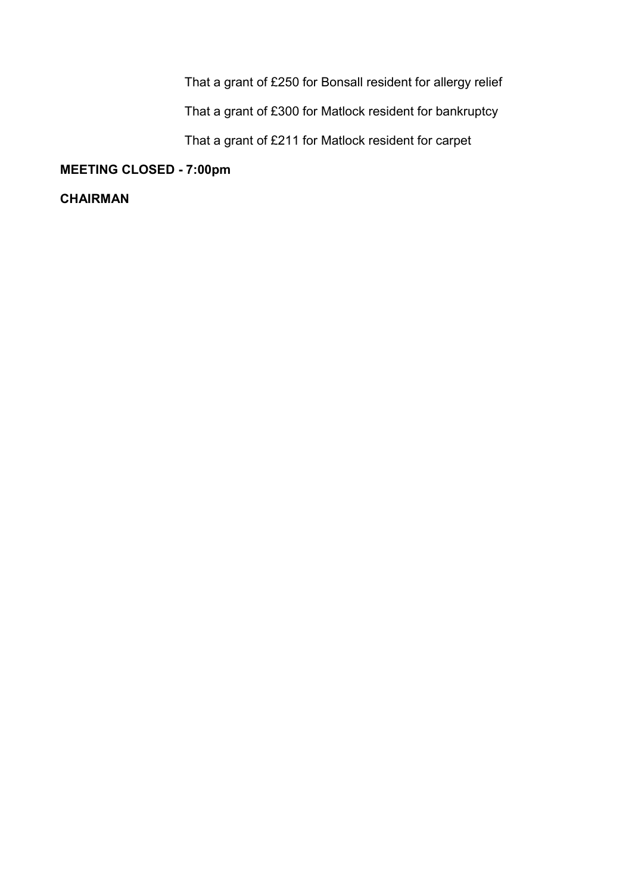That a grant of £250 for Bonsall resident for allergy relief

That a grant of £300 for Matlock resident for bankruptcy

That a grant of £211 for Matlock resident for carpet

**MEETING CLOSED - 7:00pm**

**CHAIRMAN**